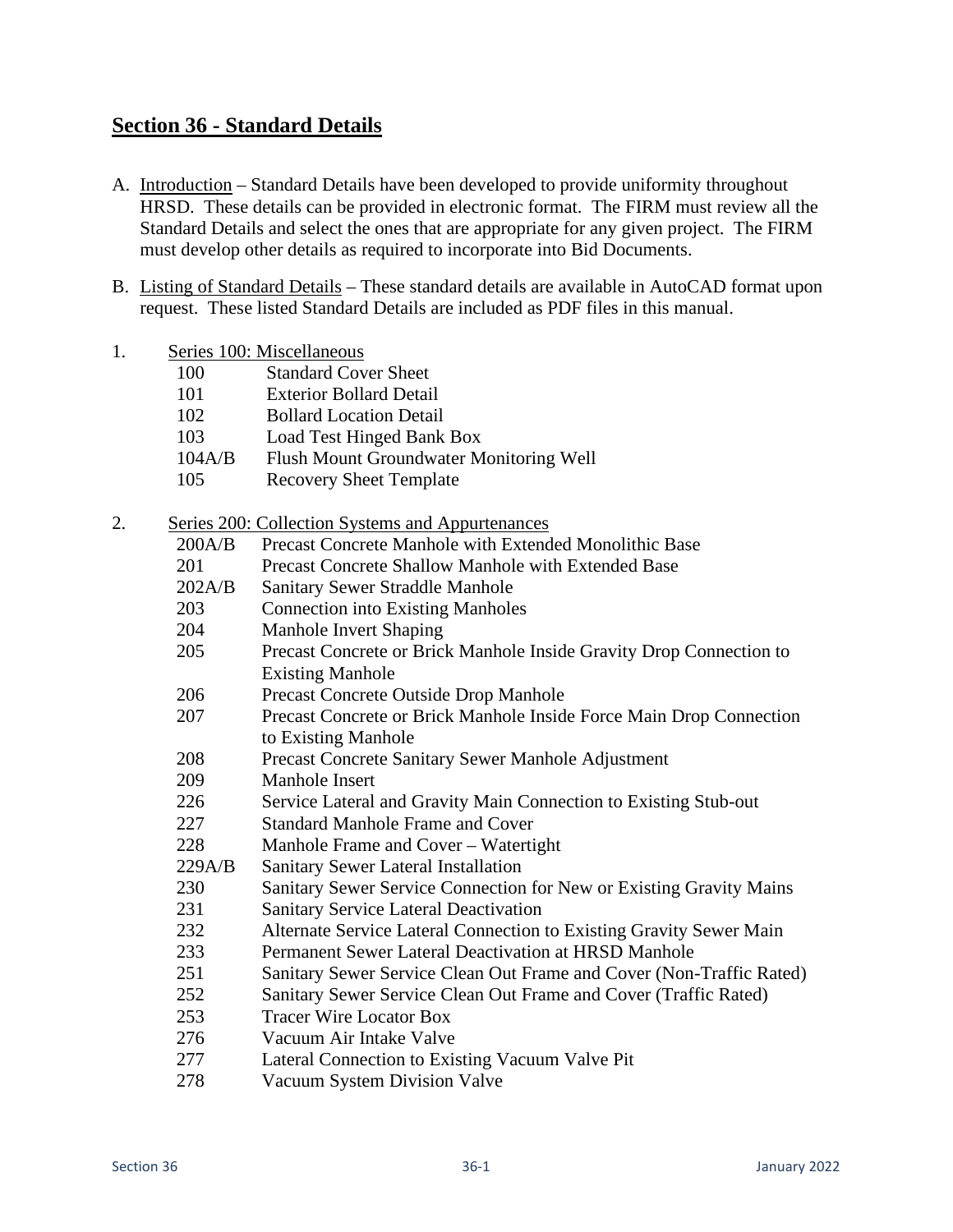## Section 36 - Standard Details

A. Introduction – Standard Details have been developed to provide uniformity throughout HRSD. These details can be provided in electronic format. The FIRM must review all the Standard Details and select the ones that are appropriate for any given project. The FIRM must develop other details as required to incorporate into Bid Documents.

B. Listing of Standard Details – These standard details are available in AutoCAD format upon request. These listed Standard Details are included as PDF files in this manual.

1. Series 100: Miscellaneous

| | |
|---|---|
| 100 | Standard Cover Sheet |
| 101 | Exterior Bollard Detail |
| 102 | Bollard Location Detail |
| 103 | Load Test Hinged Bank Box |
| 104A/B | Flush Mount Groundwater Monitoring Well |
| 105 | Recovery Sheet Template |

2. Series 200: Collection Systems and Appurtenances

| | |
|---|---|
| 200A/B | Precast Concrete Manhole with Extended Monolithic Base |
| 201 | Precast Concrete Shallow Manhole with Extended Base |
| 202A/B | Sanitary Sewer Straddle Manhole |
| 203 | Connection into Existing Manholes |
| 204 | Manhole Invert Shaping |
| 205 | Precast Concrete or Brick Manhole Inside Gravity Drop Connection to Existing Manhole |
| 206 | Precast Concrete Outside Drop Manhole |
| 207 | Precast Concrete or Brick Manhole Inside Force Main Drop Connection to Existing Manhole |
| 208 | Precast Concrete Sanitary Sewer Manhole Adjustment |
| 209 | Manhole Insert |
| 226 | Service Lateral and Gravity Main Connection to Existing Stub-out |
| 227 | Standard Manhole Frame and Cover |
| 228 | Manhole Frame and Cover – Watertight |
| 229A/B | Sanitary Sewer Lateral Installation |
| 230 | Sanitary Sewer Service Connection for New or Existing Gravity Mains |
| 231 | Sanitary Service Lateral Deactivation |
| 232 | Alternate Service Lateral Connection to Existing Gravity Sewer Main |
| 233 | Permanent Sewer Lateral Deactivation at HRSD Manhole |
| 251 | Sanitary Sewer Service Clean Out Frame and Cover (Non-Traffic Rated) |
| 252 | Sanitary Sewer Service Clean Out Frame and Cover (Traffic Rated) |
| 253 | Tracer Wire Locator Box |
| 276 | Vacuum Air Intake Valve |
| 277 | Lateral Connection to Existing Vacuum Valve Pit |
| 278 | Vacuum System Division Valve |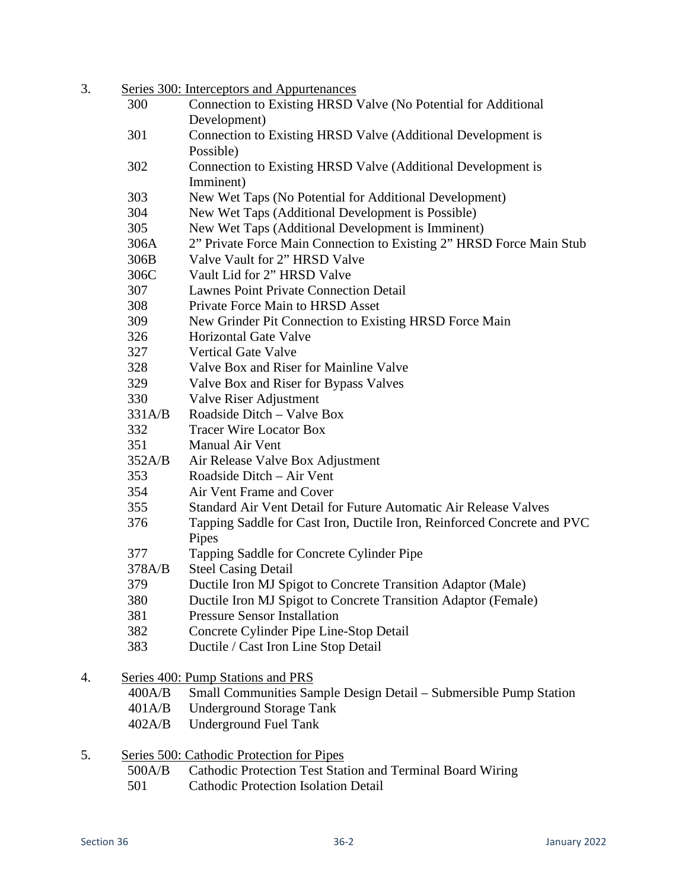3. Series 300: Interceptors and Appurtenances

| | |
|---|---|
| 300 | Connection to Existing HRSD Valve (No Potential for Additional Development) |
| 301 | Connection to Existing HRSD Valve (Additional Development is Possible) |
| 302 | Connection to Existing HRSD Valve (Additional Development is Imminent) |
| 303 | New Wet Taps (No Potential for Additional Development) |
| 304 | New Wet Taps (Additional Development is Possible) |
| 305 | New Wet Taps (Additional Development is Imminent) |
| 306A | 2" Private Force Main Connection to Existing 2" HRSD Force Main Stub |
| 306B | Valve Vault for 2" HRSD Valve |
| 306C | Vault Lid for 2" HRSD Valve |
| 307 | Lawnes Point Private Connection Detail |
| 308 | Private Force Main to HRSD Asset |
| 309 | New Grinder Pit Connection to Existing HRSD Force Main |
| 326 | Horizontal Gate Valve |
| 327 | Vertical Gate Valve |
| 328 | Valve Box and Riser for Mainline Valve |
| 329 | Valve Box and Riser for Bypass Valves |
| 330 | Valve Riser Adjustment |
| 331A/B | Roadside Ditch – Valve Box |
| 332 | Tracer Wire Locator Box |
| 351 | Manual Air Vent |
| 352A/B | Air Release Valve Box Adjustment |
| 353 | Roadside Ditch – Air Vent |
| 354 | Air Vent Frame and Cover |
| 355 | Standard Air Vent Detail for Future Automatic Air Release Valves |
| 376 | Tapping Saddle for Cast Iron, Ductile Iron, Reinforced Concrete and PVC Pipes |
| 377 | Tapping Saddle for Concrete Cylinder Pipe |
| 378A/B | Steel Casing Detail |
| 379 | Ductile Iron MJ Spigot to Concrete Transition Adaptor (Male) |
| 380 | Ductile Iron MJ Spigot to Concrete Transition Adaptor (Female) |
| 381 | Pressure Sensor Installation |
| 382 | Concrete Cylinder Pipe Line-Stop Detail |
| 383 | Ductile / Cast Iron Line Stop Detail |

4. Series 400: Pump Stations and PRS

| | |
|---|---|
| 400A/B | Small Communities Sample Design Detail – Submersible Pump Station |
| 401A/B | Underground Storage Tank |
| 402A/B | Underground Fuel Tank |

5. Series 500: Cathodic Protection for Pipes

| | |
|---|---|
| 500A/B | Cathodic Protection Test Station and Terminal Board Wiring |
| 501 | Cathodic Protection Isolation Detail |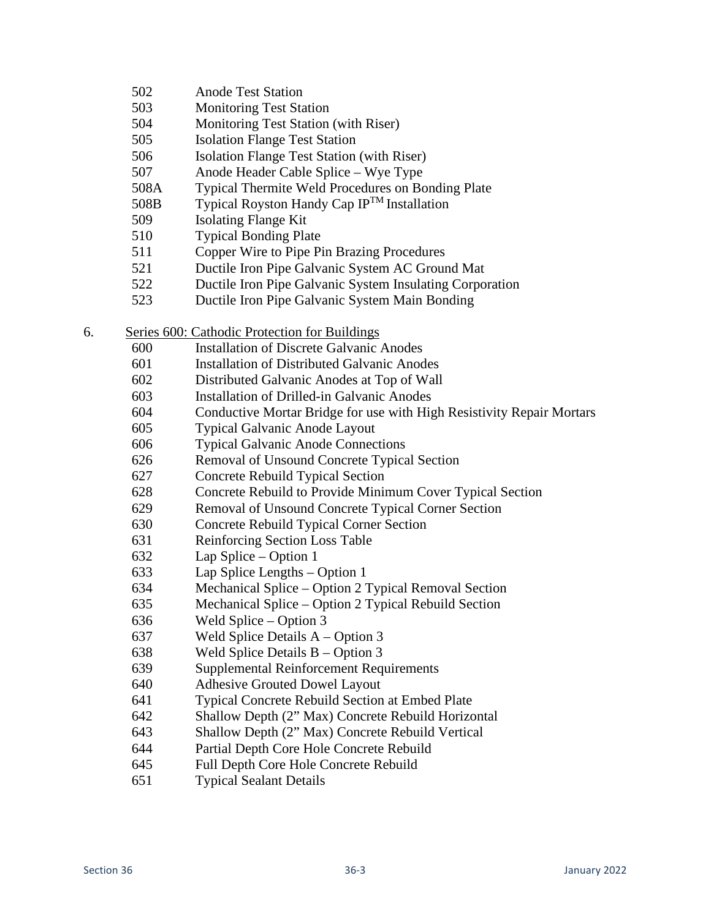502 Anode Test Station
503 Monitoring Test Station
504 Monitoring Test Station (with Riser)
505 Isolation Flange Test Station
506 Isolation Flange Test Station (with Riser)
507 Anode Header Cable Splice – Wye Type
508A Typical Thermite Weld Procedures on Bonding Plate
508B Typical Royston Handy Cap IP™ Installation
509 Isolating Flange Kit
510 Typical Bonding Plate
511 Copper Wire to Pipe Pin Brazing Procedures
521 Ductile Iron Pipe Galvanic System AC Ground Mat
522 Ductile Iron Pipe Galvanic System Insulating Corporation
523 Ductile Iron Pipe Galvanic System Main Bonding

6. Series 600: Cathodic Protection for Buildings

600 Installation of Discrete Galvanic Anodes
601 Installation of Distributed Galvanic Anodes
602 Distributed Galvanic Anodes at Top of Wall
603 Installation of Drilled-in Galvanic Anodes
604 Conductive Mortar Bridge for use with High Resistivity Repair Mortars
605 Typical Galvanic Anode Layout
606 Typical Galvanic Anode Connections
626 Removal of Unsound Concrete Typical Section
627 Concrete Rebuild Typical Section
628 Concrete Rebuild to Provide Minimum Cover Typical Section
629 Removal of Unsound Concrete Typical Corner Section
630 Concrete Rebuild Typical Corner Section
631 Reinforcing Section Loss Table
632 Lap Splice – Option 1
633 Lap Splice Lengths – Option 1
634 Mechanical Splice – Option 2 Typical Removal Section
635 Mechanical Splice – Option 2 Typical Rebuild Section
636 Weld Splice – Option 3
637 Weld Splice Details A – Option 3
638 Weld Splice Details B – Option 3
639 Supplemental Reinforcement Requirements
640 Adhesive Grouted Dowel Layout
641 Typical Concrete Rebuild Section at Embed Plate
642 Shallow Depth (2" Max) Concrete Rebuild Horizontal
643 Shallow Depth (2" Max) Concrete Rebuild Vertical
644 Partial Depth Core Hole Concrete Rebuild
645 Full Depth Core Hole Concrete Rebuild
651 Typical Sealant Details